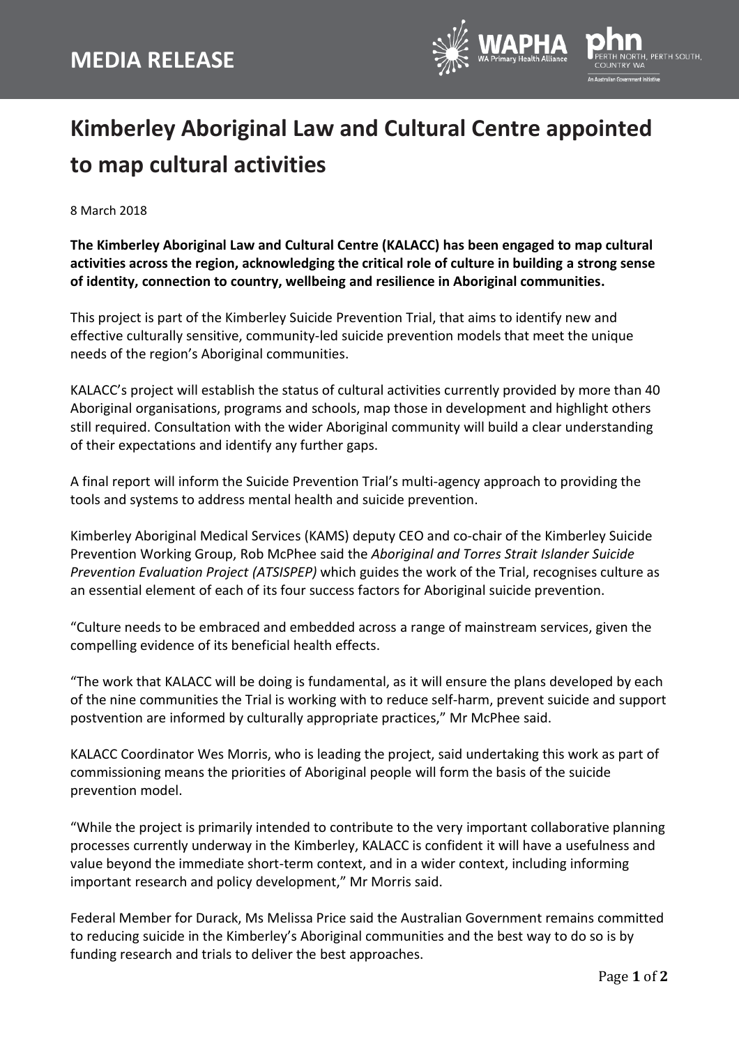**MEDIA RELEASE**

# Kimberley Aboriginal Law and Cultural Centre appointed to map cultural activities

8 March 2018

**The Kimberley Aboriginal Law and Cultural Centre (KALACC) has been engaged to map cultural activities across the region, acknowledging the critical role of culture in building a strong sense of identity, connection to country, wellbeing and resilience in Aboriginal communities.**

This project is part of the Kimberley Suicide Prevention Trial, that aims to identify new and effective culturally sensitive, community-led suicide prevention models that meet the unique needs of the region's Aboriginal communities.

KALACC's project will establish the status of cultural activities currently provided by more than 40 Aboriginal organisations, programs and schools, map those in development and highlight others still required. Consultation with the wider Aboriginal community will build a clear understanding of their expectations and identify any further gaps.

A final report will inform the Suicide Prevention Trial's multi-agency approach to providing the tools and systems to address mental health and suicide prevention.

Kimberley Aboriginal Medical Services (KAMS) deputy CEO and co-chair of the Kimberley Suicide Prevention Working Group, Rob McPhee said the *Aboriginal and Torres Strait Islander Suicide Prevention Evaluation Project (ATSISPEP)* which guides the work of the Trial, recognises culture as an essential element of each of its four success factors for Aboriginal suicide prevention.

"Culture needs to be embraced and embedded across a range of mainstream services, given the compelling evidence of its beneficial health effects.

"The work that KALACC will be doing is fundamental, as it will ensure the plans developed by each of the nine communities the Trial is working with to reduce self-harm, prevent suicide and support postvention are informed by culturally appropriate practices," Mr McPhee said.

KALACC Coordinator Wes Morris, who is leading the project, said undertaking this work as part of commissioning means the priorities of Aboriginal people will form the basis of the suicide prevention model.

"While the project is primarily intended to contribute to the very important collaborative planning processes currently underway in the Kimberley, KALACC is confident it will have a usefulness and value beyond the immediate short-term context, and in a wider context, including informing important research and policy development," Mr Morris said.

Federal Member for Durack, Ms Melissa Price said the Australian Government remains committed to reducing suicide in the Kimberley's Aboriginal communities and the best way to do so is by funding research and trials to deliver the best approaches.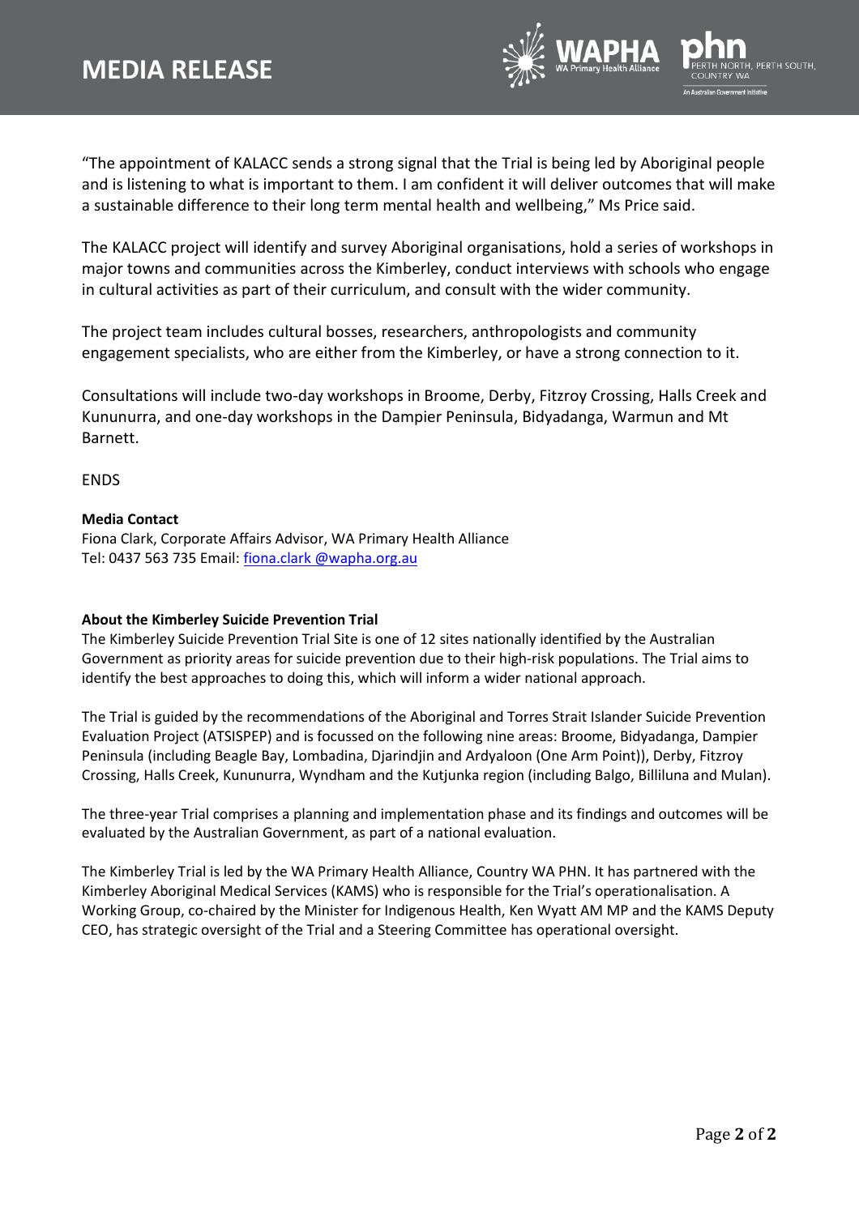# MEDIA RELEASE

"The appointment of KALACC sends a strong signal that the Trial is being led by Aboriginal people and is listening to what is important to them. I am confident it will deliver outcomes that will make a sustainable difference to their long term mental health and wellbeing," Ms Price said.

The KALACC project will identify and survey Aboriginal organisations, hold a series of workshops in major towns and communities across the Kimberley, conduct interviews with schools who engage in cultural activities as part of their curriculum, and consult with the wider community.

The project team includes cultural bosses, researchers, anthropologists and community engagement specialists, who are either from the Kimberley, or have a strong connection to it.

Consultations will include two-day workshops in Broome, Derby, Fitzroy Crossing, Halls Creek and Kununurra, and one-day workshops in the Dampier Peninsula, Bidyadanga, Warmun and Mt Barnett.

ENDS

**Media Contact**
Fiona Clark, Corporate Affairs Advisor, WA Primary Health Alliance
Tel: 0437 563 735 Email: fiona.clark @wapha.org.au

**About the Kimberley Suicide Prevention Trial**
The Kimberley Suicide Prevention Trial Site is one of 12 sites nationally identified by the Australian Government as priority areas for suicide prevention due to their high-risk populations. The Trial aims to identify the best approaches to doing this, which will inform a wider national approach.

The Trial is guided by the recommendations of the Aboriginal and Torres Strait Islander Suicide Prevention Evaluation Project (ATSISPEP) and is focussed on the following nine areas: Broome, Bidyadanga, Dampier Peninsula (including Beagle Bay, Lombadina, Djarindjin and Ardyaloon (One Arm Point)), Derby, Fitzroy Crossing, Halls Creek, Kununurra, Wyndham and the Kutjunka region (including Balgo, Billiluna and Mulan).

The three-year Trial comprises a planning and implementation phase and its findings and outcomes will be evaluated by the Australian Government, as part of a national evaluation.

The Kimberley Trial is led by the WA Primary Health Alliance, Country WA PHN. It has partnered with the Kimberley Aboriginal Medical Services (KAMS) who is responsible for the Trial's operationalisation. A Working Group, co-chaired by the Minister for Indigenous Health, Ken Wyatt AM MP and the KAMS Deputy CEO, has strategic oversight of the Trial and a Steering Committee has operational oversight.